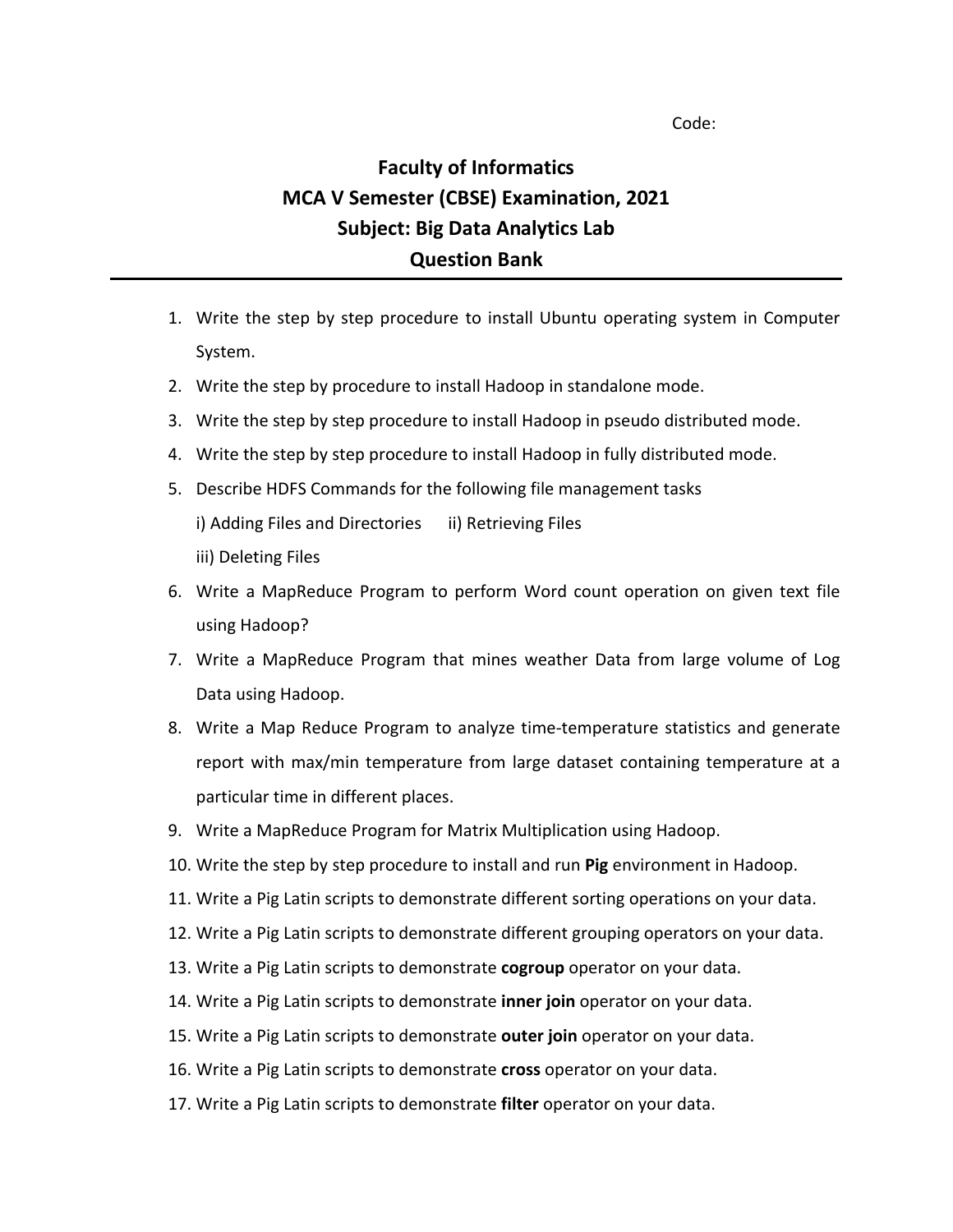Code:

# Faculty of Informatics
## MCA V Semester (CBSE) Examination, 2021
## Subject: Big Data Analytics Lab
## Question Bank

---

1. Write the step by step procedure to install Ubuntu operating system in Computer System.
2. Write the step by procedure to install Hadoop in standalone mode.
3. Write the step by step procedure to install Hadoop in pseudo distributed mode.
4. Write the step by step procedure to install Hadoop in fully distributed mode.
5. Describe HDFS Commands for the following file management tasks
   i) Adding Files and Directories ii) Retrieving Files
   iii) Deleting Files
6. Write a MapReduce Program to perform Word count operation on given text file using Hadoop?
7. Write a MapReduce Program that mines weather Data from large volume of Log Data using Hadoop.
8. Write a Map Reduce Program to analyze time-temperature statistics and generate report with max/min temperature from large dataset containing temperature at a particular time in different places.
9. Write a MapReduce Program for Matrix Multiplication using Hadoop.
10. Write the step by step procedure to install and run **Pig** environment in Hadoop.
11. Write a Pig Latin scripts to demonstrate different sorting operations on your data.
12. Write a Pig Latin scripts to demonstrate different grouping operators on your data.
13. Write a Pig Latin scripts to demonstrate **cogroup** operator on your data.
14. Write a Pig Latin scripts to demonstrate **inner join** operator on your data.
15. Write a Pig Latin scripts to demonstrate **outer join** operator on your data.
16. Write a Pig Latin scripts to demonstrate **cross** operator on your data.
17. Write a Pig Latin scripts to demonstrate **filter** operator on your data.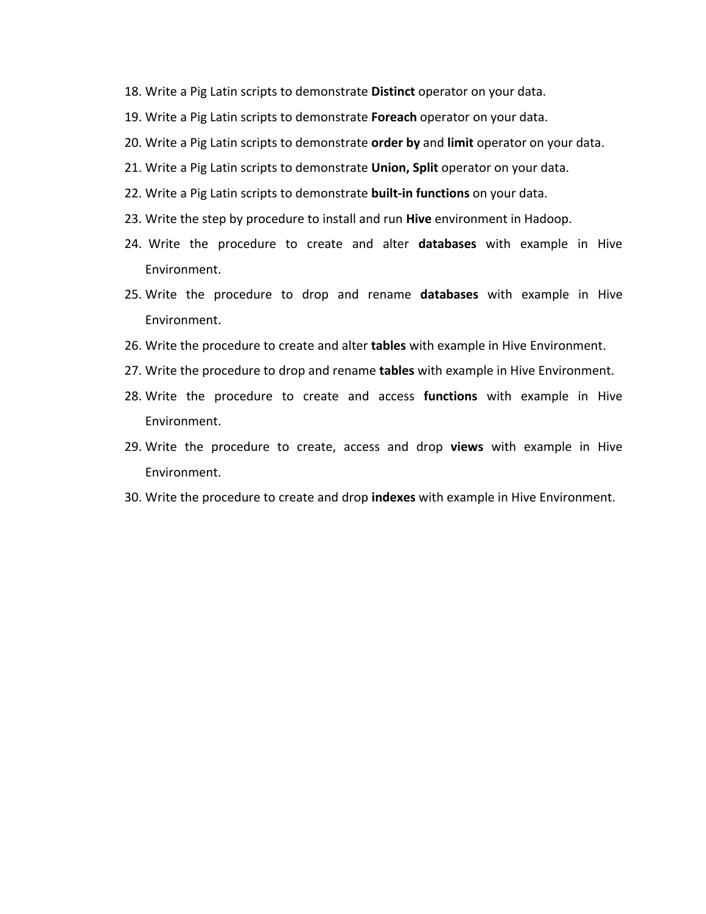18. Write a Pig Latin scripts to demonstrate **Distinct** operator on your data.
19. Write a Pig Latin scripts to demonstrate **Foreach** operator on your data.
20. Write a Pig Latin scripts to demonstrate **order by** and **limit** operator on your data.
21. Write a Pig Latin scripts to demonstrate **Union, Split** operator on your data.
22. Write a Pig Latin scripts to demonstrate **built-in functions** on your data.
23. Write the step by procedure to install and run **Hive** environment in Hadoop.
24. Write the procedure to create and alter **databases** with example in Hive Environment.
25. Write the procedure to drop and rename **databases** with example in Hive Environment.
26. Write the procedure to create and alter **tables** with example in Hive Environment.
27. Write the procedure to drop and rename **tables** with example in Hive Environment.
28. Write the procedure to create and access **functions** with example in Hive Environment.
29. Write the procedure to create, access and drop **views** with example in Hive Environment.
30. Write the procedure to create and drop **indexes** with example in Hive Environment.